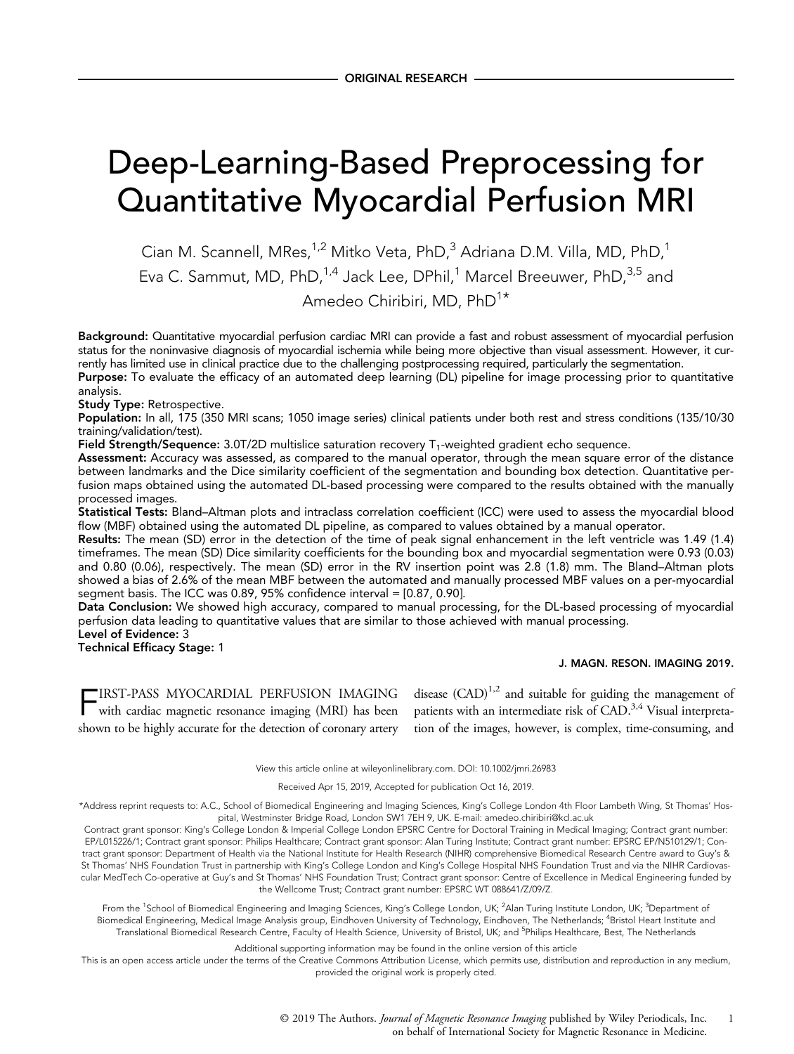ORIGINAL RESEARCH

# Deep-Learning-Based Preprocessing for Quantitative Myocardial Perfusion MRI

Cian M. Scannell, MRes,[1,2] Mitko Veta, PhD,[3] Adriana D.M. Villa, MD, PhD,[1] Eva C. Sammut, MD, PhD,[1,4] Jack Lee, DPhil,[1] Marcel Breeuwer, PhD,[3,5] and Amedeo Chiribiri, MD, PhD[1]*

**Background:** Quantitative myocardial perfusion cardiac MRI can provide a fast and robust assessment of myocardial perfusion status for the noninvasive diagnosis of myocardial ischemia while being more objective than visual assessment. However, it currently has limited use in clinical practice due to the challenging postprocessing required, particularly the segmentation.

**Purpose:** To evaluate the efficacy of an automated deep learning (DL) pipeline for image processing prior to quantitative analysis.

**Study Type:** Retrospective.

**Population:** In all, 175 (350 MRI scans; 1050 image series) clinical patients under both rest and stress conditions (135/10/30 training/validation/test).

**Field Strength/Sequence:** 3.0T/2D multislice saturation recovery $T_1$-weighted gradient echo sequence.

**Assessment:** Accuracy was assessed, as compared to the manual operator, through the mean square error of the distance between landmarks and the Dice similarity coefficient of the segmentation and bounding box detection. Quantitative perfusion maps obtained using the automated DL-based processing were compared to the results obtained with the manually processed images.

**Statistical Tests:** Bland–Altman plots and intraclass correlation coefficient (ICC) were used to assess the myocardial blood flow (MBF) obtained using the automated DL pipeline, as compared to values obtained by a manual operator.

**Results:** The mean (SD) error in the detection of the time of peak signal enhancement in the left ventricle was 1.49 (1.4) timeframes. The mean (SD) Dice similarity coefficients for the bounding box and myocardial segmentation were 0.93 (0.03) and 0.80 (0.06), respectively. The mean (SD) error in the RV insertion point was 2.8 (1.8) mm. The Bland–Altman plots showed a bias of 2.6% of the mean MBF between the automated and manually processed MBF values on a per-myocardial segment basis. The ICC was 0.89, 95% confidence interval = [0.87, 0.90].

**Data Conclusion:** We showed high accuracy, compared to manual processing, for the DL-based processing of myocardial perfusion data leading to quantitative values that are similar to those achieved with manual processing.

**Level of Evidence:** 3

**Technical Efficacy Stage:** 1

J. MAGN. RESON. IMAGING 2019.

FIRST-PASS MYOCARDIAL PERFUSION IMAGING with cardiac magnetic resonance imaging (MRI) has been shown to be highly accurate for the detection of coronary artery disease (CAD)[1,2] and suitable for guiding the management of patients with an intermediate risk of CAD.[3,4] Visual interpretation of the images, however, is complex, time-consuming, and

View this article online at wileyonlinelibrary.com. DOI: 10.1002/jmri.26983

Received Apr 15, 2019, Accepted for publication Oct 16, 2019.

*Address reprint requests to: A.C., School of Biomedical Engineering and Imaging Sciences, King's College London 4th Floor Lambeth Wing, St Thomas' Hospital, Westminster Bridge Road, London SW1 7EH 9, UK. E-mail: amedeo.chiribiri@kcl.ac.uk

Contract grant sponsor: King's College London & Imperial College London EPSRC Centre for Doctoral Training in Medical Imaging; Contract grant number: EP/L015226/1; Contract grant sponsor: Philips Healthcare; Contract grant sponsor: Alan Turing Institute; Contract grant number: EPSRC EP/N510129/1; Contract grant sponsor: Department of Health via the National Institute for Health Research (NIHR) comprehensive Biomedical Research Centre award to Guy's & St Thomas' NHS Foundation Trust in partnership with King's College London and King's College Hospital NHS Foundation Trust and via the NIHR Cardiovascular MedTech Co-operative at Guy's and St Thomas' NHS Foundation Trust; Contract grant sponsor: Centre of Excellence in Medical Engineering funded by the Wellcome Trust; Contract grant number: EPSRC WT 088641/Z/09/Z.

From the [1]School of Biomedical Engineering and Imaging Sciences, King's College London, UK; [2]Alan Turing Institute London, UK; [3]Department of Biomedical Engineering, Medical Image Analysis group, Eindhoven University of Technology, Eindhoven, The Netherlands; [4]Bristol Heart Institute and Translational Biomedical Research Centre, Faculty of Health Science, University of Bristol, UK; and [5]Philips Healthcare, Best, The Netherlands

Additional supporting information may be found in the online version of this article

This is an open access article under the terms of the Creative Commons Attribution License, which permits use, distribution and reproduction in any medium, provided the original work is properly cited.

© 2019 The Authors. *Journal of Magnetic Resonance Imaging* published by Wiley Periodicals, Inc. on behalf of International Society for Magnetic Resonance in Medicine.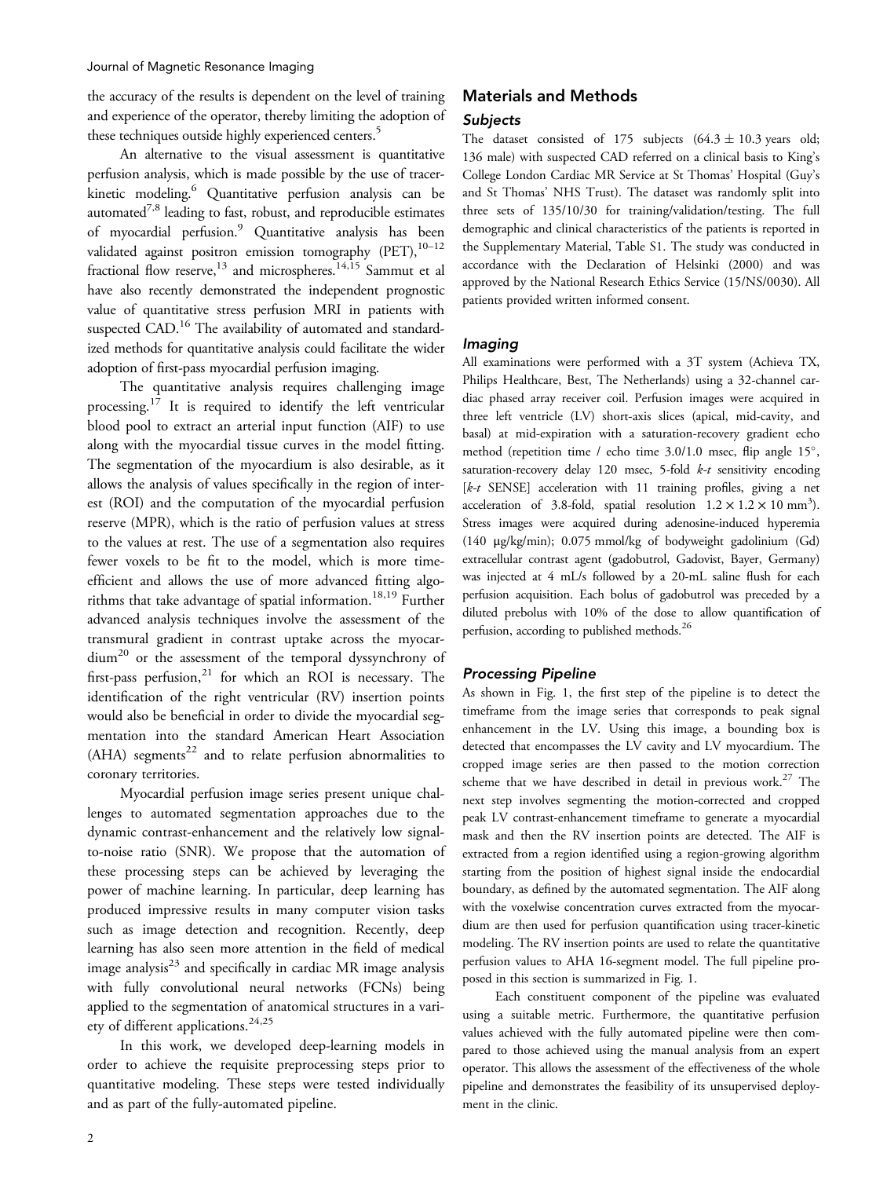the accuracy of the results is dependent on the level of training and experience of the operator, thereby limiting the adoption of these techniques outside highly experienced centers.[5]

An alternative to the visual assessment is quantitative perfusion analysis, which is made possible by the use of tracer-kinetic modeling.[6] Quantitative perfusion analysis can be automated[7,8] leading to fast, robust, and reproducible estimates of myocardial perfusion.[9] Quantitative analysis has been validated against positron emission tomography (PET),[10–12] fractional flow reserve,[13] and microspheres.[14,15] Sammut et al have also recently demonstrated the independent prognostic value of quantitative stress perfusion MRI in patients with suspected CAD.[16] The availability of automated and standardized methods for quantitative analysis could facilitate the wider adoption of first-pass myocardial perfusion imaging.

The quantitative analysis requires challenging image processing.[17] It is required to identify the left ventricular blood pool to extract an arterial input function (AIF) to use along with the myocardial tissue curves in the model fitting. The segmentation of the myocardium is also desirable, as it allows the analysis of values specifically in the region of interest (ROI) and the computation of the myocardial perfusion reserve (MPR), which is the ratio of perfusion values at stress to the values at rest. The use of a segmentation also requires fewer voxels to be fit to the model, which is more time-efficient and allows the use of more advanced fitting algorithms that take advantage of spatial information.[18,19] Further advanced analysis techniques involve the assessment of the transmural gradient in contrast uptake across the myocardium[20] or the assessment of the temporal dyssynchrony of first-pass perfusion,[21] for which an ROI is necessary. The identification of the right ventricular (RV) insertion points would also be beneficial in order to divide the myocardial segmentation into the standard American Heart Association (AHA) segments[22] and to relate perfusion abnormalities to coronary territories.

Myocardial perfusion image series present unique challenges to automated segmentation approaches due to the dynamic contrast-enhancement and the relatively low signal-to-noise ratio (SNR). We propose that the automation of these processing steps can be achieved by leveraging the power of machine learning. In particular, deep learning has produced impressive results in many computer vision tasks such as image detection and recognition. Recently, deep learning has also seen more attention in the field of medical image analysis[23] and specifically in cardiac MR image analysis with fully convolutional neural networks (FCNs) being applied to the segmentation of anatomical structures in a variety of different applications.[24,25]

In this work, we developed deep-learning models in order to achieve the requisite preprocessing steps prior to quantitative modeling. These steps were tested individually and as part of the fully-automated pipeline.

## Materials and Methods

### *Subjects*

The dataset consisted of 175 subjects ($64.3 \pm 10.3$ years old; 136 male) with suspected CAD referred on a clinical basis to King's College London Cardiac MR Service at St Thomas' Hospital (Guy's and St Thomas' NHS Trust). The dataset was randomly split into three sets of 135/10/30 for training/validation/testing. The full demographic and clinical characteristics of the patients is reported in the Supplementary Material, Table S1. The study was conducted in accordance with the Declaration of Helsinki (2000) and was approved by the National Research Ethics Service (15/NS/0030). All patients provided written informed consent.

### *Imaging*

All examinations were performed with a 3T system (Achieva TX, Philips Healthcare, Best, The Netherlands) using a 32-channel cardiac phased array receiver coil. Perfusion images were acquired in three left ventricle (LV) short-axis slices (apical, mid-cavity, and basal) at mid-expiration with a saturation-recovery gradient echo method (repetition time / echo time 3.0/1.0 msec, flip angle 15°, saturation-recovery delay 120 msec, 5-fold *k-t* sensitivity encoding [*k-t* SENSE] acceleration with 11 training profiles, giving a net acceleration of 3.8-fold, spatial resolution $1.2 \times 1.2 \times 10$ mm$^3$). Stress images were acquired during adenosine-induced hyperemia (140 μg/kg/min); 0.075 mmol/kg of bodyweight gadolinium (Gd) extracellular contrast agent (gadobutrol, Gadovist, Bayer, Germany) was injected at 4 mL/s followed by a 20-mL saline flush for each perfusion acquisition. Each bolus of gadobutrol was preceded by a diluted prebolus with 10% of the dose to allow quantification of perfusion, according to published methods.[26]

### *Processing Pipeline*

As shown in Fig. 1, the first step of the pipeline is to detect the timeframe from the image series that corresponds to peak signal enhancement in the LV. Using this image, a bounding box is detected that encompasses the LV cavity and LV myocardium. The cropped image series are then passed to the motion correction scheme that we have described in detail in previous work.[27] The next step involves segmenting the motion-corrected and cropped peak LV contrast-enhancement timeframe to generate a myocardial mask and then the RV insertion points are detected. The AIF is extracted from a region identified using a region-growing algorithm starting from the position of highest signal inside the endocardial boundary, as defined by the automated segmentation. The AIF along with the voxelwise concentration curves extracted from the myocardium are then used for perfusion quantification using tracer-kinetic modeling. The RV insertion points are used to relate the quantitative perfusion values to AHA 16-segment model. The full pipeline proposed in this section is summarized in Fig. 1.

Each constituent component of the pipeline was evaluated using a suitable metric. Furthermore, the quantitative perfusion values achieved with the fully automated pipeline were then compared to those achieved using the manual analysis from an expert operator. This allows the assessment of the effectiveness of the whole pipeline and demonstrates the feasibility of its unsupervised deployment in the clinic.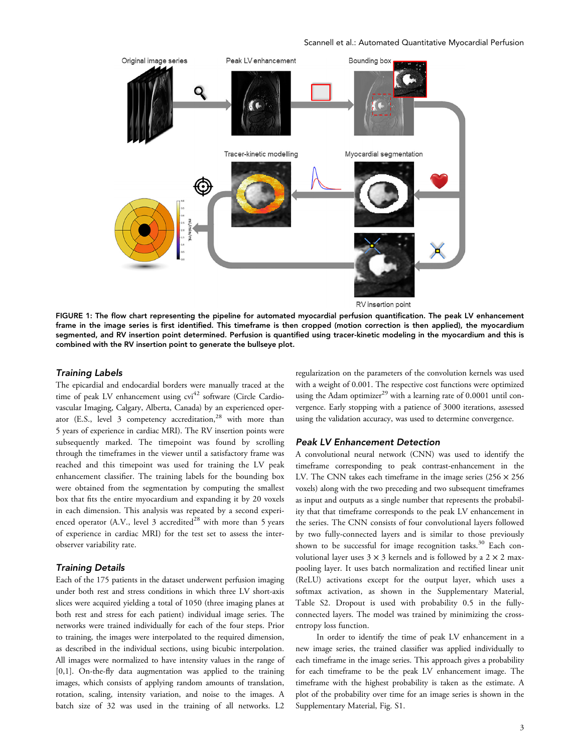FIGURE 1: The flow chart representing the pipeline for automated myocardial perfusion quantification. The peak LV enhancement frame in the image series is first identified. This timeframe is then cropped (motion correction is then applied), the myocardium segmented, and RV insertion point determined. Perfusion is quantified using tracer-kinetic modeling in the myocardium and this is combined with the RV insertion point to generate the bullseye plot.

### Training Labels

The epicardial and endocardial borders were manually traced at the time of peak LV enhancement using cvi[42] software (Circle Cardiovascular Imaging, Calgary, Alberta, Canada) by an experienced operator (E.S., level 3 competency accreditation,[28] with more than 5 years of experience in cardiac MRI). The RV insertion points were subsequently marked. The timepoint was found by scrolling through the timeframes in the viewer until a satisfactory frame was reached and this timepoint was used for training the LV peak enhancement classifier. The training labels for the bounding box were obtained from the segmentation by computing the smallest box that fits the entire myocardium and expanding it by 20 voxels in each dimension. This analysis was repeated by a second experienced operator (A.V., level 3 accredited[28] with more than 5 years of experience in cardiac MRI) for the test set to assess the inter-observer variability rate.

### Training Details

Each of the 175 patients in the dataset underwent perfusion imaging under both rest and stress conditions in which three LV short-axis slices were acquired yielding a total of 1050 (three imaging planes at both rest and stress for each patient) individual image series. The networks were trained individually for each of the four steps. Prior to training, the images were interpolated to the required dimension, as described in the individual sections, using bicubic interpolation. All images were normalized to have intensity values in the range of [0,1]. On-the-fly data augmentation was applied to the training images, which consists of applying random amounts of translation, rotation, scaling, intensity variation, and noise to the images. A batch size of 32 was used in the training of all networks. L2 regularization on the parameters of the convolution kernels was used with a weight of 0.001. The respective cost functions were optimized using the Adam optimizer[29] with a learning rate of 0.0001 until convergence. Early stopping with a patience of 3000 iterations, assessed using the validation accuracy, was used to determine convergence.

### Peak LV Enhancement Detection

A convolutional neural network (CNN) was used to identify the timeframe corresponding to peak contrast-enhancement in the LV. The CNN takes each timeframe in the image series ($256 \times 256$ voxels) along with the two preceding and two subsequent timeframes as input and outputs as a single number that represents the probability that that timeframe corresponds to the peak LV enhancement in the series. The CNN consists of four convolutional layers followed by two fully-connected layers and is similar to those previously shown to be successful for image recognition tasks.[30] Each convolutional layer uses $3 \times 3$ kernels and is followed by a $2 \times 2$ max-pooling layer. It uses batch normalization and rectified linear unit (ReLU) activations except for the output layer, which uses a softmax activation, as shown in the Supplementary Material, Table S2. Dropout is used with probability 0.5 in the fully-connected layers. The model was trained by minimizing the cross-entropy loss function.

In order to identify the time of peak LV enhancement in a new image series, the trained classifier was applied individually to each timeframe in the image series. This approach gives a probability for each timeframe to be the peak LV enhancement image. The timeframe with the highest probability is taken as the estimate. A plot of the probability over time for an image series is shown in the Supplementary Material, Fig. S1.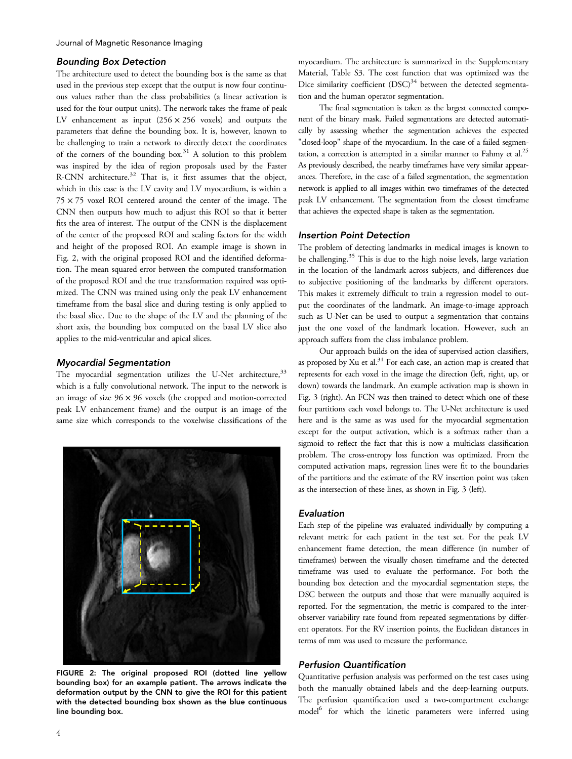### Bounding Box Detection

The architecture used to detect the bounding box is the same as that used in the previous step except that the output is now four continuous values rather than the class probabilities (a linear activation is used for the four output units). The network takes the frame of peak LV enhancement as input ($256 \times 256$ voxels) and outputs the parameters that define the bounding box. It is, however, known to be challenging to train a network to directly detect the coordinates of the corners of the bounding box.[31] A solution to this problem was inspired by the idea of region proposals used by the Faster R-CNN architecture.[32] That is, it first assumes that the object, which in this case is the LV cavity and LV myocardium, is within a $75 \times 75$ voxel ROI centered around the center of the image. The CNN then outputs how much to adjust this ROI so that it better fits the area of interest. The output of the CNN is the displacement of the center of the proposed ROI and scaling factors for the width and height of the proposed ROI. An example image is shown in Fig. 2, with the original proposed ROI and the identified deformation. The mean squared error between the computed transformation of the proposed ROI and the true transformation required was optimized. The CNN was trained using only the peak LV enhancement timeframe from the basal slice and during testing is only applied to the basal slice. Due to the shape of the LV and the planning of the short axis, the bounding box computed on the basal LV slice also applies to the mid-ventricular and apical slices.

### Myocardial Segmentation

The myocardial segmentation utilizes the U-Net architecture,[33] which is a fully convolutional network. The input to the network is an image of size $96 \times 96$ voxels (the cropped and motion-corrected peak LV enhancement frame) and the output is an image of the same size which corresponds to the voxelwise classifications of the myocardium. The architecture is summarized in the Supplementary Material, Table S3. The cost function that was optimized was the Dice similarity coefficient (DSC)[34] between the detected segmentation and the human operator segmentation.

The final segmentation is taken as the largest connected component of the binary mask. Failed segmentations are detected automatically by assessing whether the segmentation achieves the expected "closed-loop" shape of the myocardium. In the case of a failed segmentation, a correction is attempted in a similar manner to Fahmy et al.[25] As previously described, the nearby timeframes have very similar appearances. Therefore, in the case of a failed segmentation, the segmentation network is applied to all images within two timeframes of the detected peak LV enhancement. The segmentation from the closest timeframe that achieves the expected shape is taken as the segmentation.

FIGURE 2: The original proposed ROI (dotted line yellow bounding box) for an example patient. The arrows indicate the deformation output by the CNN to give the ROI for this patient with the detected bounding box shown as the blue continuous line bounding box.

### Insertion Point Detection

The problem of detecting landmarks in medical images is known to be challenging.[35] This is due to the high noise levels, large variation in the location of the landmark across subjects, and differences due to subjective positioning of the landmarks by different operators. This makes it extremely difficult to train a regression model to output the coordinates of the landmark. An image-to-image approach such as U-Net can be used to output a segmentation that contains just the one voxel of the landmark location. However, such an approach suffers from the class imbalance problem.

Our approach builds on the idea of supervised action classifiers, as proposed by Xu et al.[31] For each case, an action map is created that represents for each voxel in the image the direction (left, right, up, or down) towards the landmark. An example activation map is shown in Fig. 3 (right). An FCN was then trained to detect which one of these four partitions each voxel belongs to. The U-Net architecture is used here and is the same as was used for the myocardial segmentation except for the output activation, which is a softmax rather than a sigmoid to reflect the fact that this is now a multiclass classification problem. The cross-entropy loss function was optimized. From the computed activation maps, regression lines were fit to the boundaries of the partitions and the estimate of the RV insertion point was taken as the intersection of these lines, as shown in Fig. 3 (left).

### Evaluation

Each step of the pipeline was evaluated individually by computing a relevant metric for each patient in the test set. For the peak LV enhancement frame detection, the mean difference (in number of timeframes) between the visually chosen timeframe and the detected timeframe was used to evaluate the performance. For both the bounding box detection and the myocardial segmentation steps, the DSC between the outputs and those that were manually acquired is reported. For the segmentation, the metric is compared to the interobserver variability rate found from repeated segmentations by different operators. For the RV insertion points, the Euclidean distances in terms of mm was used to measure the performance.

### Perfusion Quantification

Quantitative perfusion analysis was performed on the test cases using both the manually obtained labels and the deep-learning outputs. The perfusion quantification used a two-compartment exchange model[6] for which the kinetic parameters were inferred using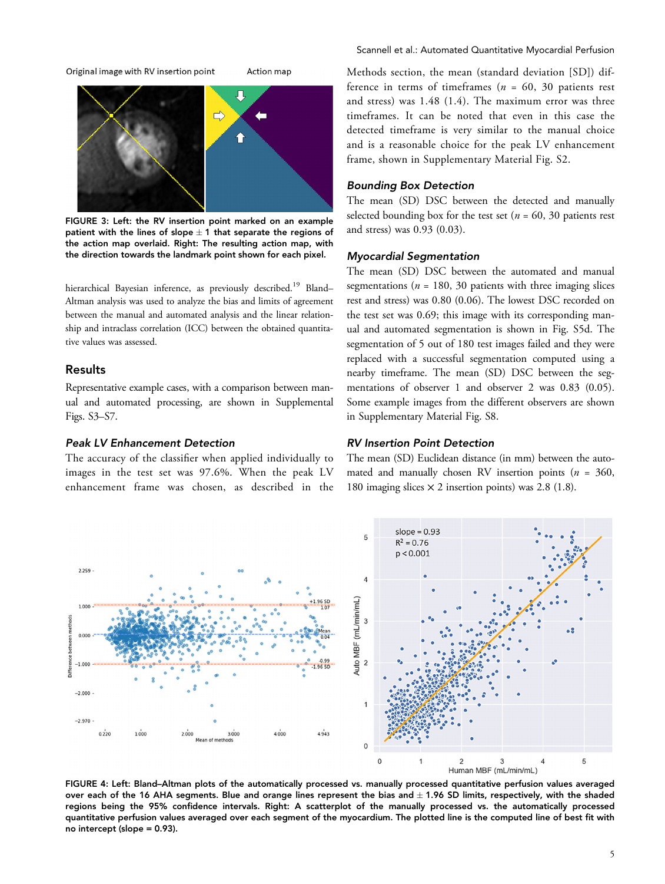FIGURE 3: Left: the RV insertion point marked on an example patient with the lines of slope $\pm$ 1 that separate the regions of the action map overlaid. Right: The resulting action map, with the direction towards the landmark point shown for each pixel.

hierarchical Bayesian inference, as previously described.[19] Bland–Altman analysis was used to analyze the bias and limits of agreement between the manual and automated analysis and the linear relationship and intraclass correlation (ICC) between the obtained quantitative values was assessed.

## Results

Representative example cases, with a comparison between manual and automated processing, are shown in Supplemental Figs. S3–S7.

### *Peak LV Enhancement Detection*

The accuracy of the classifier when applied individually to images in the test set was 97.6%. When the peak LV enhancement frame was chosen, as described in the Methods section, the mean (standard deviation [SD]) difference in terms of timeframes ($n$ = 60, 30 patients rest and stress) was 1.48 (1.4). The maximum error was three timeframes. It can be noted that even in this case the detected timeframe is very similar to the manual choice and is a reasonable choice for the peak LV enhancement frame, shown in Supplementary Material Fig. S2.

### *Bounding Box Detection*

The mean (SD) DSC between the detected and manually selected bounding box for the test set ($n$ = 60, 30 patients rest and stress) was 0.93 (0.03).

### *Myocardial Segmentation*

The mean (SD) DSC between the automated and manual segmentations ($n$ = 180, 30 patients with three imaging slices rest and stress) was 0.80 (0.06). The lowest DSC recorded on the test set was 0.69; this image with its corresponding manual and automated segmentation is shown in Fig. S5d. The segmentation of 5 out of 180 test images failed and they were replaced with a successful segmentation computed using a nearby timeframe. The mean (SD) DSC between the segmentations of observer 1 and observer 2 was 0.83 (0.05). Some example images from the different observers are shown in Supplementary Material Fig. S8.

### *RV Insertion Point Detection*

The mean (SD) Euclidean distance (in mm) between the automated and manually chosen RV insertion points ($n$ = 360, 180 imaging slices × 2 insertion points) was 2.8 (1.8).

FIGURE 4: Left: Bland–Altman plots of the automatically processed vs. manually processed quantitative perfusion values averaged over each of the 16 AHA segments. Blue and orange lines represent the bias and $\pm$ 1.96 SD limits, respectively, with the shaded regions being the 95% confidence intervals. Right: A scatterplot of the manually processed vs. the automatically processed quantitative perfusion values averaged over each segment of the myocardium. The plotted line is the computed line of best fit with no intercept (slope = 0.93).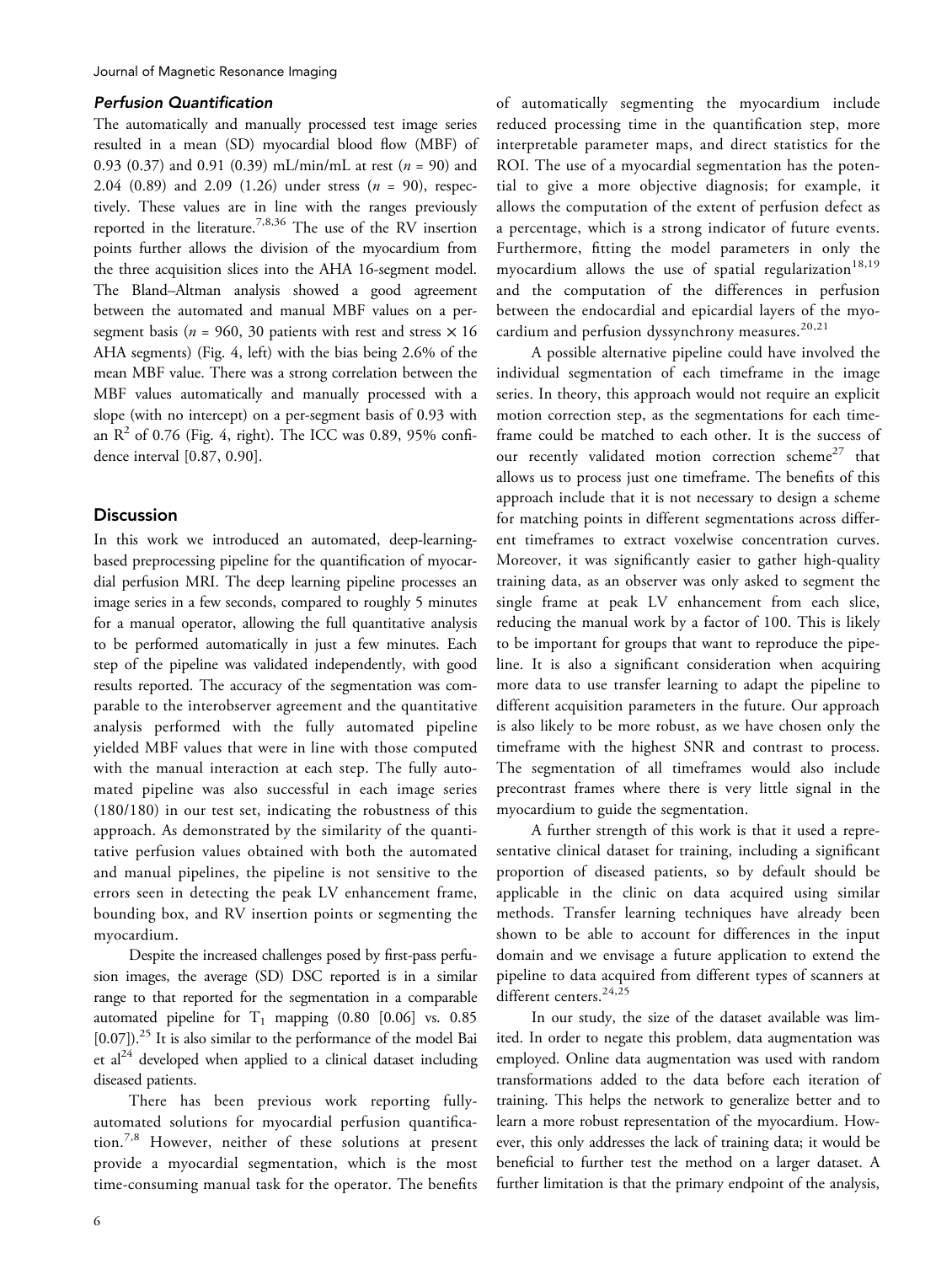### *Perfusion Quantification*

The automatically and manually processed test image series resulted in a mean (SD) myocardial blood flow (MBF) of 0.93 (0.37) and 0.91 (0.39) mL/min/mL at rest ($n$ = 90) and 2.04 (0.89) and 2.09 (1.26) under stress ($n$ = 90), respectively. These values are in line with the ranges previously reported in the literature.[7,8,36] The use of the RV insertion points further allows the division of the myocardium from the three acquisition slices into the AHA 16-segment model. The Bland–Altman analysis showed a good agreement between the automated and manual MBF values on a per-segment basis ($n$ = 960, 30 patients with rest and stress × 16 AHA segments) (Fig. 4, left) with the bias being 2.6% of the mean MBF value. There was a strong correlation between the MBF values automatically and manually processed with a slope (with no intercept) on a per-segment basis of 0.93 with an $R^2$ of 0.76 (Fig. 4, right). The ICC was 0.89, 95% confidence interval [0.87, 0.90].

## Discussion

In this work we introduced an automated, deep-learning-based preprocessing pipeline for the quantification of myocardial perfusion MRI. The deep learning pipeline processes an image series in a few seconds, compared to roughly 5 minutes for a manual operator, allowing the full quantitative analysis to be performed automatically in just a few minutes. Each step of the pipeline was validated independently, with good results reported. The accuracy of the segmentation was comparable to the interobserver agreement and the quantitative analysis performed with the fully automated pipeline yielded MBF values that were in line with those computed with the manual interaction at each step. The fully automated pipeline was also successful in each image series (180/180) in our test set, indicating the robustness of this approach. As demonstrated by the similarity of the quantitative perfusion values obtained with both the automated and manual pipelines, the pipeline is not sensitive to the errors seen in detecting the peak LV enhancement frame, bounding box, and RV insertion points or segmenting the myocardium.

Despite the increased challenges posed by first-pass perfusion images, the average (SD) DSC reported is in a similar range to that reported for the segmentation in a comparable automated pipeline for $T_1$ mapping (0.80 [0.06] vs. 0.85 [0.07]).[25] It is also similar to the performance of the model Bai et al[24] developed when applied to a clinical dataset including diseased patients.

There has been previous work reporting fully-automated solutions for myocardial perfusion quantification.[7,8] However, neither of these solutions at present provide a myocardial segmentation, which is the most time-consuming manual task for the operator. The benefits of automatically segmenting the myocardium include reduced processing time in the quantification step, more interpretable parameter maps, and direct statistics for the ROI. The use of a myocardial segmentation has the potential to give a more objective diagnosis; for example, it allows the computation of the extent of perfusion defect as a percentage, which is a strong indicator of future events. Furthermore, fitting the model parameters in only the myocardium allows the use of spatial regularization[18,19] and the computation of the differences in perfusion between the endocardial and epicardial layers of the myocardium and perfusion dyssynchrony measures.[20,21]

A possible alternative pipeline could have involved the individual segmentation of each timeframe in the image series. In theory, this approach would not require an explicit motion correction step, as the segmentations for each timeframe could be matched to each other. It is the success of our recently validated motion correction scheme[27] that allows us to process just one timeframe. The benefits of this approach include that it is not necessary to design a scheme for matching points in different segmentations across different timeframes to extract voxelwise concentration curves. Moreover, it was significantly easier to gather high-quality training data, as an observer was only asked to segment the single frame at peak LV enhancement from each slice, reducing the manual work by a factor of 100. This is likely to be important for groups that want to reproduce the pipeline. It is also a significant consideration when acquiring more data to use transfer learning to adapt the pipeline to different acquisition parameters in the future. Our approach is also likely to be more robust, as we have chosen only the timeframe with the highest SNR and contrast to process. The segmentation of all timeframes would also include precontrast frames where there is very little signal in the myocardium to guide the segmentation.

A further strength of this work is that it used a representative clinical dataset for training, including a significant proportion of diseased patients, so by default should be applicable in the clinic on data acquired using similar methods. Transfer learning techniques have already been shown to be able to account for differences in the input domain and we envisage a future application to extend the pipeline to data acquired from different types of scanners at different centers.[24,25]

In our study, the size of the dataset available was limited. In order to negate this problem, data augmentation was employed. Online data augmentation was used with random transformations added to the data before each iteration of training. This helps the network to generalize better and to learn a more robust representation of the myocardium. However, this only addresses the lack of training data; it would be beneficial to further test the method on a larger dataset. A further limitation is that the primary endpoint of the analysis,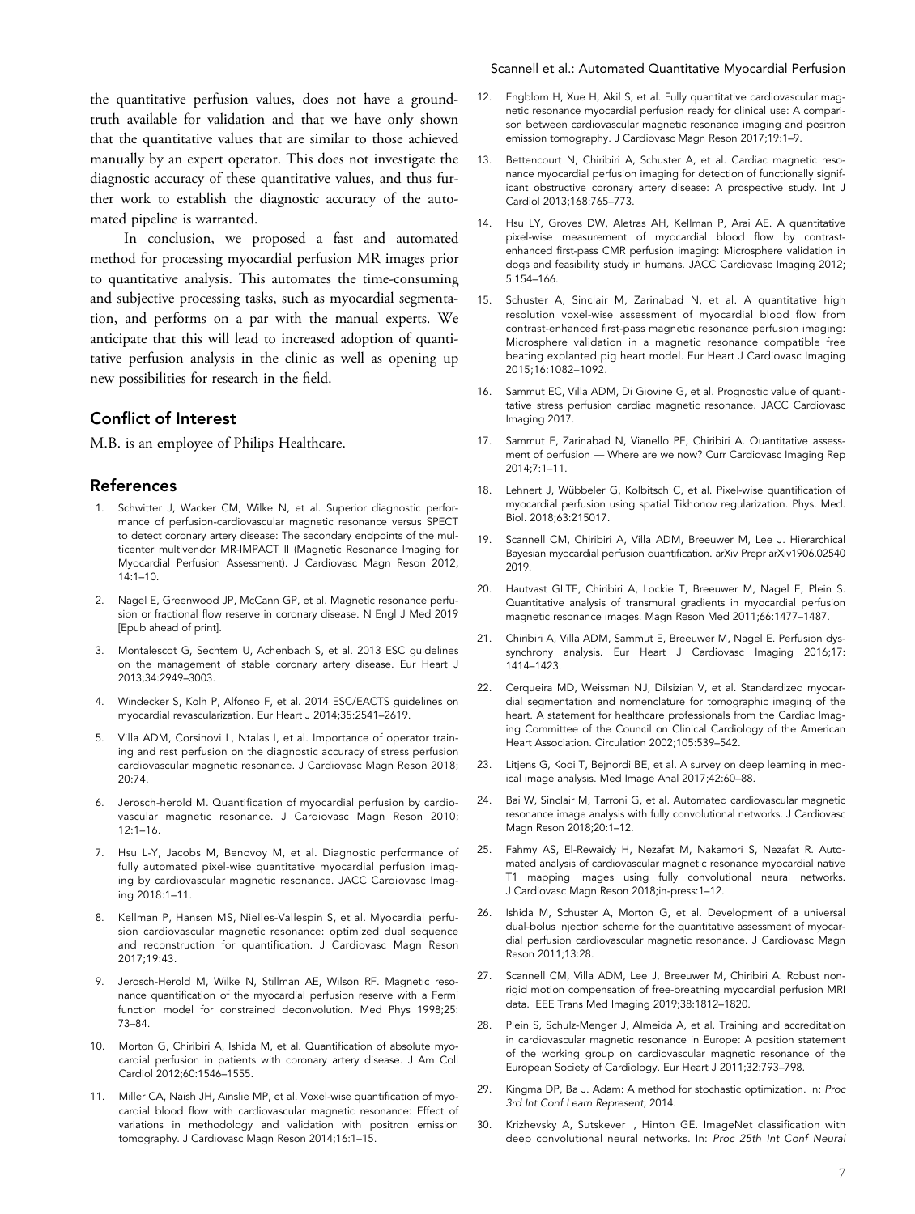the quantitative perfusion values, does not have a ground-truth available for validation and that we have only shown that the quantitative values that are similar to those achieved manually by an expert operator. This does not investigate the diagnostic accuracy of these quantitative values, and thus further work to establish the diagnostic accuracy of the automated pipeline is warranted.

In conclusion, we proposed a fast and automated method for processing myocardial perfusion MR images prior to quantitative analysis. This automates the time-consuming and subjective processing tasks, such as myocardial segmentation, and performs on a par with the manual experts. We anticipate that this will lead to increased adoption of quantitative perfusion analysis in the clinic as well as opening up new possibilities for research in the field.

## Conflict of Interest

M.B. is an employee of Philips Healthcare.

## References

1. Schwitter J, Wacker CM, Wilke N, et al. Superior diagnostic performance of perfusion-cardiovascular magnetic resonance versus SPECT to detect coronary artery disease: The secondary endpoints of the multicenter multivendor MR-IMPACT II (Magnetic Resonance Imaging for Myocardial Perfusion Assessment). J Cardiovasc Magn Reson 2012; 14:1–10.
2. Nagel E, Greenwood JP, McCann GP, et al. Magnetic resonance perfusion or fractional flow reserve in coronary disease. N Engl J Med 2019 [Epub ahead of print].
3. Montalescot G, Sechtem U, Achenbach S, et al. 2013 ESC guidelines on the management of stable coronary artery disease. Eur Heart J 2013;34:2949–3003.
4. Windecker S, Kolh P, Alfonso F, et al. 2014 ESC/EACTS guidelines on myocardial revascularization. Eur Heart J 2014;35:2541–2619.
5. Villa ADM, Corsinovi L, Ntalas I, et al. Importance of operator training and rest perfusion on the diagnostic accuracy of stress perfusion cardiovascular magnetic resonance. J Cardiovasc Magn Reson 2018; 20:74.
6. Jerosch-herold M. Quantification of myocardial perfusion by cardiovascular magnetic resonance. J Cardiovasc Magn Reson 2010; 12:1–16.
7. Hsu L-Y, Jacobs M, Benovoy M, et al. Diagnostic performance of fully automated pixel-wise quantitative myocardial perfusion imaging by cardiovascular magnetic resonance. JACC Cardiovasc Imaging 2018:1–11.
8. Kellman P, Hansen MS, Nielles-Vallespin S, et al. Myocardial perfusion cardiovascular magnetic resonance: optimized dual sequence and reconstruction for quantification. J Cardiovasc Magn Reson 2017;19:43.
9. Jerosch-Herold M, Wilke N, Stillman AE, Wilson RF. Magnetic resonance quantification of the myocardial perfusion reserve with a Fermi function model for constrained deconvolution. Med Phys 1998;25: 73–84.
10. Morton G, Chiribiri A, Ishida M, et al. Quantification of absolute myocardial perfusion in patients with coronary artery disease. J Am Coll Cardiol 2012;60:1546–1555.
11. Miller CA, Naish JH, Ainslie MP, et al. Voxel-wise quantification of myocardial blood flow with cardiovascular magnetic resonance: Effect of variations in methodology and validation with positron emission tomography. J Cardiovasc Magn Reson 2014;16:1–15.
12. Engblom H, Xue H, Akil S, et al. Fully quantitative cardiovascular magnetic resonance myocardial perfusion ready for clinical use: A comparison between cardiovascular magnetic resonance imaging and positron emission tomography. J Cardiovasc Magn Reson 2017;19:1–9.
13. Bettencourt N, Chiribiri A, Schuster A, et al. Cardiac magnetic resonance myocardial perfusion imaging for detection of functionally significant obstructive coronary artery disease: A prospective study. Int J Cardiol 2013;168:765–773.
14. Hsu LY, Groves DW, Aletras AH, Kellman P, Arai AE. A quantitative pixel-wise measurement of myocardial blood flow by contrast-enhanced first-pass CMR perfusion imaging: Microsphere validation in dogs and feasibility study in humans. JACC Cardiovasc Imaging 2012; 5:154–166.
15. Schuster A, Sinclair M, Zarinabad N, et al. A quantitative high resolution voxel-wise assessment of myocardial blood flow from contrast-enhanced first-pass magnetic resonance perfusion imaging: Microsphere validation in a magnetic resonance compatible free beating explanted pig heart model. Eur Heart J Cardiovasc Imaging 2015;16:1082–1092.
16. Sammut EC, Villa ADM, Di Giovine G, et al. Prognostic value of quantitative stress perfusion cardiac magnetic resonance. JACC Cardiovasc Imaging 2017.
17. Sammut E, Zarinabad N, Vianello PF, Chiribiri A. Quantitative assessment of perfusion — Where are we now? Curr Cardiovasc Imaging Rep 2014;7:1–11.
18. Lehnert J, Wübbeler G, Kolbitsch C, et al. Pixel-wise quantification of myocardial perfusion using spatial Tikhonov regularization. Phys. Med. Biol. 2018;63:215017.
19. Scannell CM, Chiribiri A, Villa ADM, Breeuwer M, Lee J. Hierarchical Bayesian myocardial perfusion quantification. arXiv Prepr arXiv1906.02540 2019.
20. Hautvast GLTF, Chiribiri A, Lockie T, Breeuwer M, Nagel E, Plein S. Quantitative analysis of transmural gradients in myocardial perfusion magnetic resonance images. Magn Reson Med 2011;66:1477–1487.
21. Chiribiri A, Villa ADM, Sammut E, Breeuwer M, Nagel E. Perfusion dyssynchrony analysis. Eur Heart J Cardiovasc Imaging 2016;17: 1414–1423.
22. Cerqueira MD, Weissman NJ, Dilsizian V, et al. Standardized myocardial segmentation and nomenclature for tomographic imaging of the heart. A statement for healthcare professionals from the Cardiac Imaging Committee of the Council on Clinical Cardiology of the American Heart Association. Circulation 2002;105:539–542.
23. Litjens G, Kooi T, Bejnordi BE, et al. A survey on deep learning in medical image analysis. Med Image Anal 2017;42:60–88.
24. Bai W, Sinclair M, Tarroni G, et al. Automated cardiovascular magnetic resonance image analysis with fully convolutional networks. J Cardiovasc Magn Reson 2018;20:1–12.
25. Fahmy AS, El-Rewaidy H, Nezafat M, Nakamori S, Nezafat R. Automated analysis of cardiovascular magnetic resonance myocardial native T1 mapping images using fully convolutional neural networks. J Cardiovasc Magn Reson 2018;in-press:1–12.
26. Ishida M, Schuster A, Morton G, et al. Development of a universal dual-bolus injection scheme for the quantitative assessment of myocardial perfusion cardiovascular magnetic resonance. J Cardiovasc Magn Reson 2011;13:28.
27. Scannell CM, Villa ADM, Lee J, Breeuwer M, Chiribiri A. Robust non-rigid motion compensation of free-breathing myocardial perfusion MRI data. IEEE Trans Med Imaging 2019;38:1812–1820.
28. Plein S, Schulz-Menger J, Almeida A, et al. Training and accreditation in cardiovascular magnetic resonance in Europe: A position statement of the working group on cardiovascular magnetic resonance of the European Society of Cardiology. Eur Heart J 2011;32:793–798.
29. Kingma DP, Ba J. Adam: A method for stochastic optimization. In: *Proc 3rd Int Conf Learn Represent*; 2014.
30. Krizhevsky A, Sutskever I, Hinton GE. ImageNet classification with deep convolutional neural networks. In: *Proc 25th Int Conf Neural*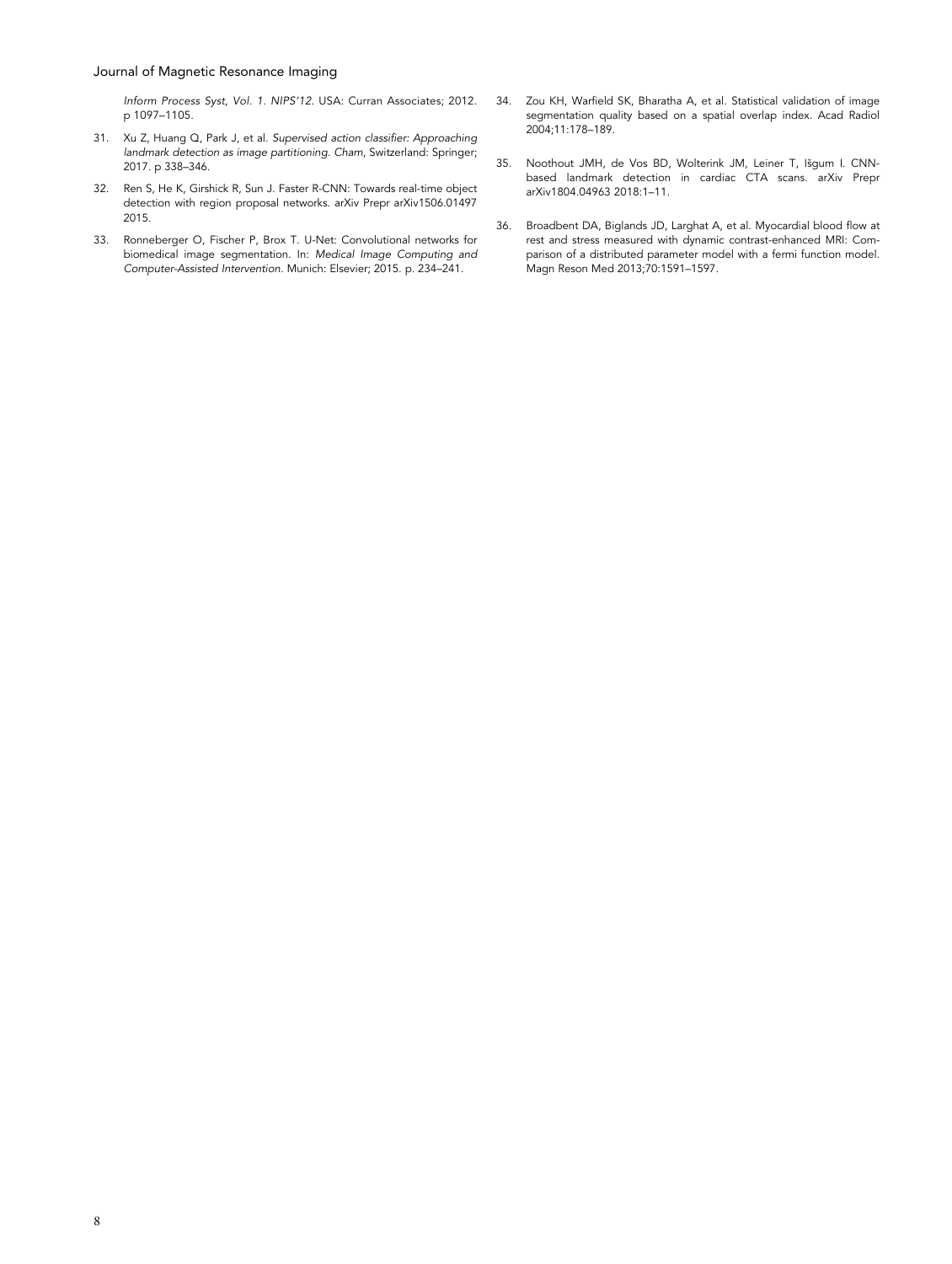*Inform Process Syst, Vol. 1. NIPS'12*. USA: Curran Associates; 2012. p 1097–1105.

31. Xu Z, Huang Q, Park J, et al. *Supervised action classifier: Approaching landmark detection as image partitioning. Cham*, Switzerland: Springer; 2017. p 338–346.

32. Ren S, He K, Girshick R, Sun J. Faster R-CNN: Towards real-time object detection with region proposal networks. arXiv Prepr arXiv1506.01497 2015.

33. Ronneberger O, Fischer P, Brox T. U-Net: Convolutional networks for biomedical image segmentation. In: *Medical Image Computing and Computer-Assisted Intervention*. Munich: Elsevier; 2015. p. 234–241.

34. Zou KH, Warfield SK, Bharatha A, et al. Statistical validation of image segmentation quality based on a spatial overlap index. Acad Radiol 2004;11:178–189.

35. Noothout JMH, de Vos BD, Wolterink JM, Leiner T, Išgum I. CNN-based landmark detection in cardiac CTA scans. arXiv Prepr arXiv1804.04963 2018:1–11.

36. Broadbent DA, Biglands JD, Larghat A, et al. Myocardial blood flow at rest and stress measured with dynamic contrast-enhanced MRI: Comparison of a distributed parameter model with a fermi function model. Magn Reson Med 2013;70:1591–1597.